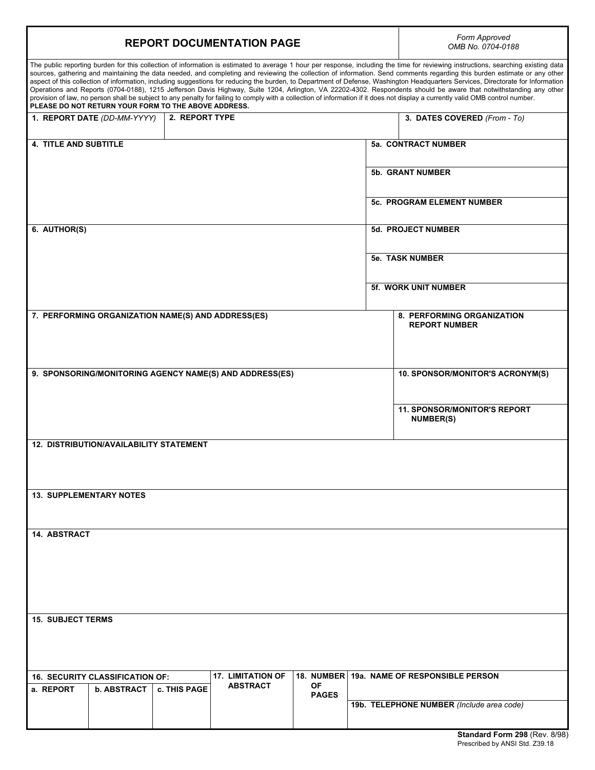# REPORT DOCUMENTATION PAGE

*Form Approved*
*OMB No. 0704-0188*

The public reporting burden for this collection of information is estimated to average 1 hour per response, including the time for reviewing instructions, searching existing data sources, gathering and maintaining the data needed, and completing and reviewing the collection of information. Send comments regarding this burden estimate or any other aspect of this collection of information, including suggestions for reducing the burden, to Department of Defense, Washington Headquarters Services, Directorate for Information Operations and Reports (0704-0188), 1215 Jefferson Davis Highway, Suite 1204, Arlington, VA 22202-4302. Respondents should be aware that notwithstanding any other provision of law, no person shall be subject to any penalty for failing to comply with a collection of information if it does not display a currently valid OMB control number.
**PLEASE DO NOT RETURN YOUR FORM TO THE ABOVE ADDRESS.**

| **1. REPORT DATE** *(DD-MM-YYYY)* | **2. REPORT TYPE** | **3. DATES COVERED** *(From - To)* |
|---|---|---|
| | | |

**4. TITLE AND SUBTITLE**

**5a. CONTRACT NUMBER**

**5b. GRANT NUMBER**

**5c. PROGRAM ELEMENT NUMBER**

**6. AUTHOR(S)**

**5d. PROJECT NUMBER**

**5e. TASK NUMBER**

**5f. WORK UNIT NUMBER**

**7. PERFORMING ORGANIZATION NAME(S) AND ADDRESS(ES)**

**8. PERFORMING ORGANIZATION REPORT NUMBER**

**9. SPONSORING/MONITORING AGENCY NAME(S) AND ADDRESS(ES)**

**10. SPONSOR/MONITOR'S ACRONYM(S)**

**11. SPONSOR/MONITOR'S REPORT NUMBER(S)**

**12. DISTRIBUTION/AVAILABILITY STATEMENT**

**13. SUPPLEMENTARY NOTES**

**14. ABSTRACT**

**15. SUBJECT TERMS**

| **16. SECURITY CLASSIFICATION OF:** | | | **17. LIMITATION OF ABSTRACT** | **18. NUMBER OF PAGES** | **19a. NAME OF RESPONSIBLE PERSON** |
|---|---|---|---|---|---|
| **a. REPORT** | **b. ABSTRACT** | **c. THIS PAGE** | | | **19b. TELEPHONE NUMBER** *(Include area code)* |
| | | | | | |

**Standard Form 298** (Rev. 8/98)
Prescribed by ANSI Std. Z39.18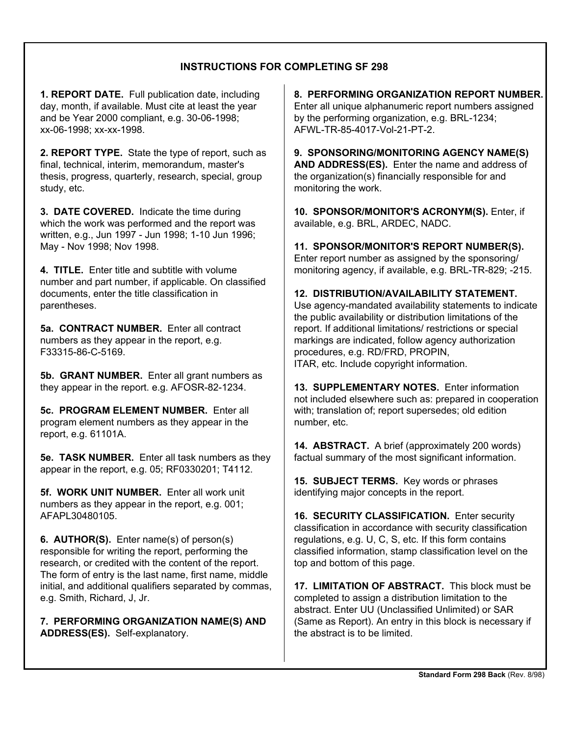## INSTRUCTIONS FOR COMPLETING SF 298

**1. REPORT DATE.** Full publication date, including day, month, if available. Must cite at least the year and be Year 2000 compliant, e.g. 30-06-1998; xx-06-1998; xx-xx-1998.

**2. REPORT TYPE.** State the type of report, such as final, technical, interim, memorandum, master's thesis, progress, quarterly, research, special, group study, etc.

**3. DATE COVERED.** Indicate the time during which the work was performed and the report was written, e.g., Jun 1997 - Jun 1998; 1-10 Jun 1996; May - Nov 1998; Nov 1998.

**4. TITLE.** Enter title and subtitle with volume number and part number, if applicable. On classified documents, enter the title classification in parentheses.

**5a. CONTRACT NUMBER.** Enter all contract numbers as they appear in the report, e.g. F33315-86-C-5169.

**5b. GRANT NUMBER.** Enter all grant numbers as they appear in the report. e.g. AFOSR-82-1234.

**5c. PROGRAM ELEMENT NUMBER.** Enter all program element numbers as they appear in the report, e.g. 61101A.

**5e. TASK NUMBER.** Enter all task numbers as they appear in the report, e.g. 05; RF0330201; T4112.

**5f. WORK UNIT NUMBER.** Enter all work unit numbers as they appear in the report, e.g. 001; AFAPL30480105.

**6. AUTHOR(S).** Enter name(s) of person(s) responsible for writing the report, performing the research, or credited with the content of the report. The form of entry is the last name, first name, middle initial, and additional qualifiers separated by commas, e.g. Smith, Richard, J, Jr.

**7. PERFORMING ORGANIZATION NAME(S) AND ADDRESS(ES).** Self-explanatory.

**8. PERFORMING ORGANIZATION REPORT NUMBER.** Enter all unique alphanumeric report numbers assigned by the performing organization, e.g. BRL-1234; AFWL-TR-85-4017-Vol-21-PT-2.

**9. SPONSORING/MONITORING AGENCY NAME(S) AND ADDRESS(ES).** Enter the name and address of the organization(s) financially responsible for and monitoring the work.

**10. SPONSOR/MONITOR'S ACRONYM(S).** Enter, if available, e.g. BRL, ARDEC, NADC.

**11. SPONSOR/MONITOR'S REPORT NUMBER(S).** Enter report number as assigned by the sponsoring/ monitoring agency, if available, e.g. BRL-TR-829; -215.

**12. DISTRIBUTION/AVAILABILITY STATEMENT.** Use agency-mandated availability statements to indicate the public availability or distribution limitations of the report. If additional limitations/ restrictions or special markings are indicated, follow agency authorization procedures, e.g. RD/FRD, PROPIN, ITAR, etc. Include copyright information.

**13. SUPPLEMENTARY NOTES.** Enter information not included elsewhere such as: prepared in cooperation with; translation of; report supersedes; old edition number, etc.

**14. ABSTRACT.** A brief (approximately 200 words) factual summary of the most significant information.

**15. SUBJECT TERMS.** Key words or phrases identifying major concepts in the report.

**16. SECURITY CLASSIFICATION.** Enter security classification in accordance with security classification regulations, e.g. U, C, S, etc. If this form contains classified information, stamp classification level on the top and bottom of this page.

**17. LIMITATION OF ABSTRACT.** This block must be completed to assign a distribution limitation to the abstract. Enter UU (Unclassified Unlimited) or SAR (Same as Report). An entry in this block is necessary if the abstract is to be limited.

**Standard Form 298 Back** (Rev. 8/98)